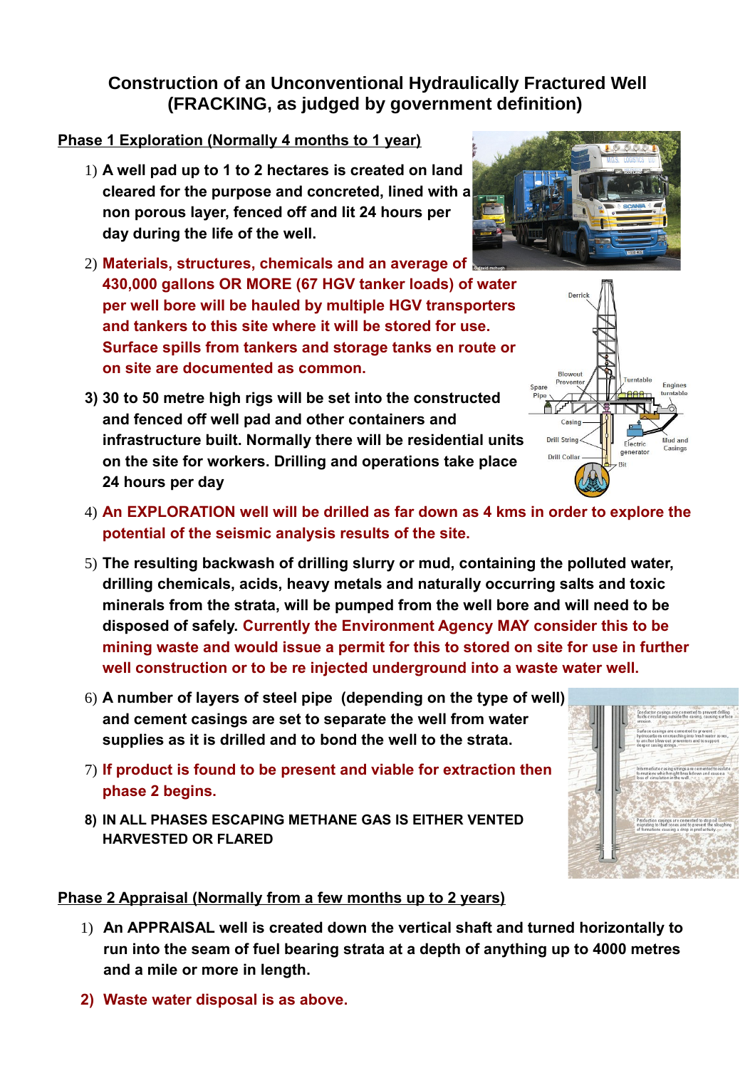# Construction of an Unconventional Hydraulically Fractured Well (FRACKING, as judged by government definition)

## Phase 1 Exploration (Normally 4 months to 1 year)

1) **A well pad up to 1 to 2 hectares is created on land cleared for the purpose and concreted, lined with a non porous layer, fenced off and lit 24 hours per day during the life of the well.**
2) **Materials, structures, chemicals and an average of 430,000 gallons OR MORE (67 HGV tanker loads) of water per well bore will be hauled by multiple HGV transporters and tankers to this site where it will be stored for use. Surface spills from tankers and storage tanks en route or on site are documented as common.**
3) **30 to 50 metre high rigs will be set into the constructed and fenced off well pad and other containers and infrastructure built. Normally there will be residential units on the site for workers. Drilling and operations take place 24 hours per day**
4) **An EXPLORATION well will be drilled as far down as 4 kms in order to explore the potential of the seismic analysis results of the site.**
5) **The resulting backwash of drilling slurry or mud, containing the polluted water, drilling chemicals, acids, heavy metals and naturally occurring salts and toxic minerals from the strata, will be pumped from the well bore and will need to be disposed of safely. Currently the Environment Agency MAY consider this to be mining waste and would issue a permit for this to stored on site for use in further well construction or to be re injected underground into a waste water well.**
6) **A number of layers of steel pipe (depending on the type of well) and cement casings are set to separate the well from water supplies as it is drilled and to bond the well to the strata.**
7) **If product is found to be present and viable for extraction then phase 2 begins.**
8) **IN ALL PHASES ESCAPING METHANE GAS IS EITHER VENTED HARVESTED OR FLARED**

## Phase 2 Appraisal (Normally from a few months up to 2 years)

1) **An APPRAISAL well is created down the vertical shaft and turned horizontally to run into the seam of fuel bearing strata at a depth of anything up to 4000 metres and a mile or more in length.**
2) **Waste water disposal is as above.**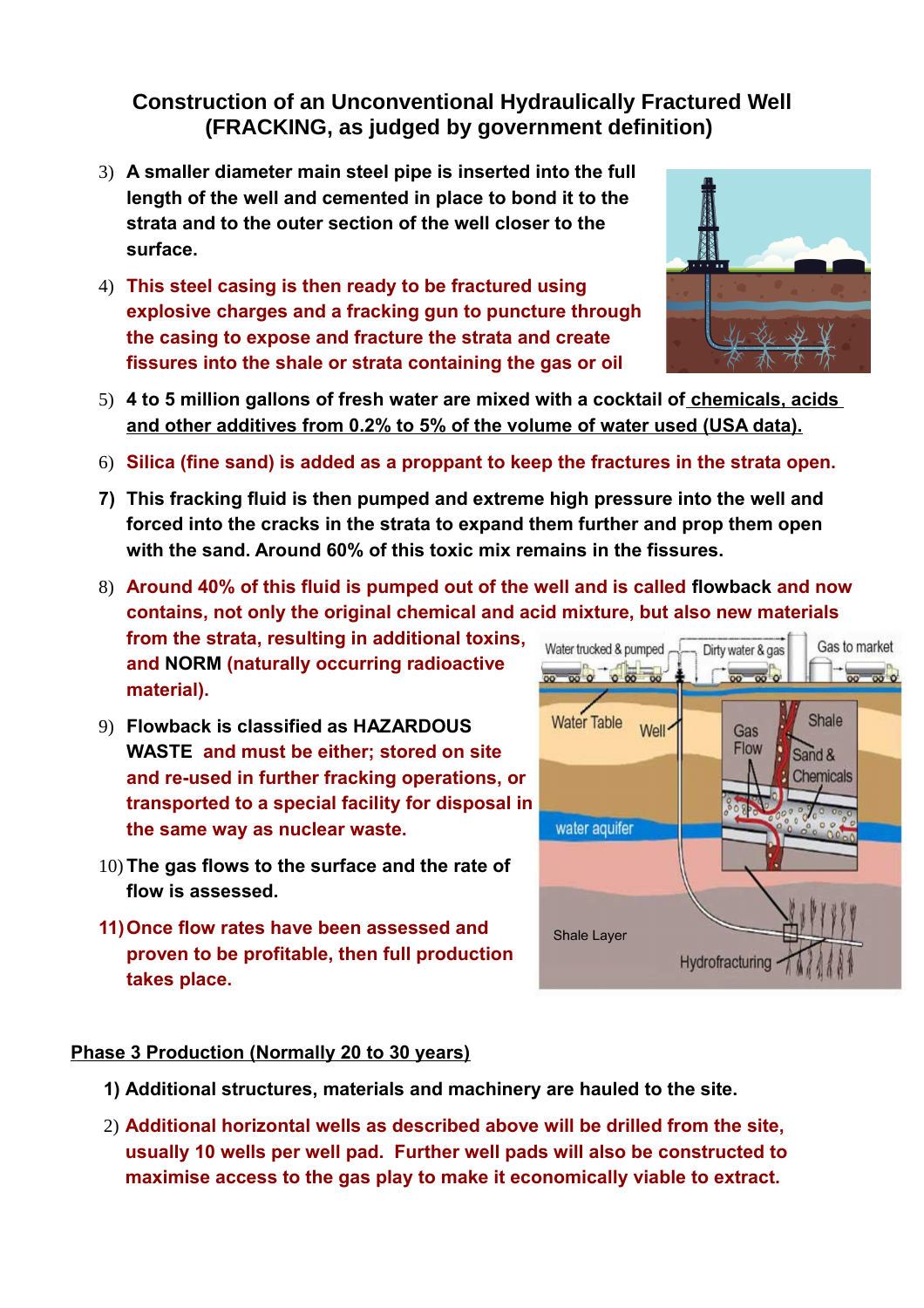## Construction of an Unconventional Hydraulically Fractured Well (FRACKING, as judged by government definition)

3) **A smaller diameter main steel pipe is inserted into the full length of the well and cemented in place to bond it to the strata and to the outer section of the well closer to the surface.**

4) **This steel casing is then ready to be fractured using explosive charges and a fracking gun to puncture through the casing to expose and fracture the strata and create fissures into the shale or strata containing the gas or oil**

5) **4 to 5 million gallons of fresh water are mixed with a cocktail of chemicals, acids and other additives from 0.2% to 5% of the volume of water used (USA data).**

6) **Silica (fine sand) is added as a proppant to keep the fractures in the strata open.**

7) **This fracking fluid is then pumped and extreme high pressure into the well and forced into the cracks in the strata to expand them further and prop them open with the sand. Around 60% of this toxic mix remains in the fissures.**

8) **Around 40% of this fluid is pumped out of the well and is called flowback and now contains, not only the original chemical and acid mixture, but also new materials from the strata, resulting in additional toxins, and NORM (naturally occurring radioactive material).**

9) **Flowback is classified as HAZARDOUS WASTE and must be either; stored on site and re-used in further fracking operations, or transported to a special facility for disposal in the same way as nuclear waste.**

10) **The gas flows to the surface and the rate of flow is assessed.**

11) **Once flow rates have been assessed and proven to be profitable, then full production takes place.**

### Phase 3 Production (Normally 20 to 30 years)

1) **Additional structures, materials and machinery are hauled to the site.**

2) **Additional horizontal wells as described above will be drilled from the site, usually 10 wells per well pad. Further well pads will also be constructed to maximise access to the gas play to make it economically viable to extract.**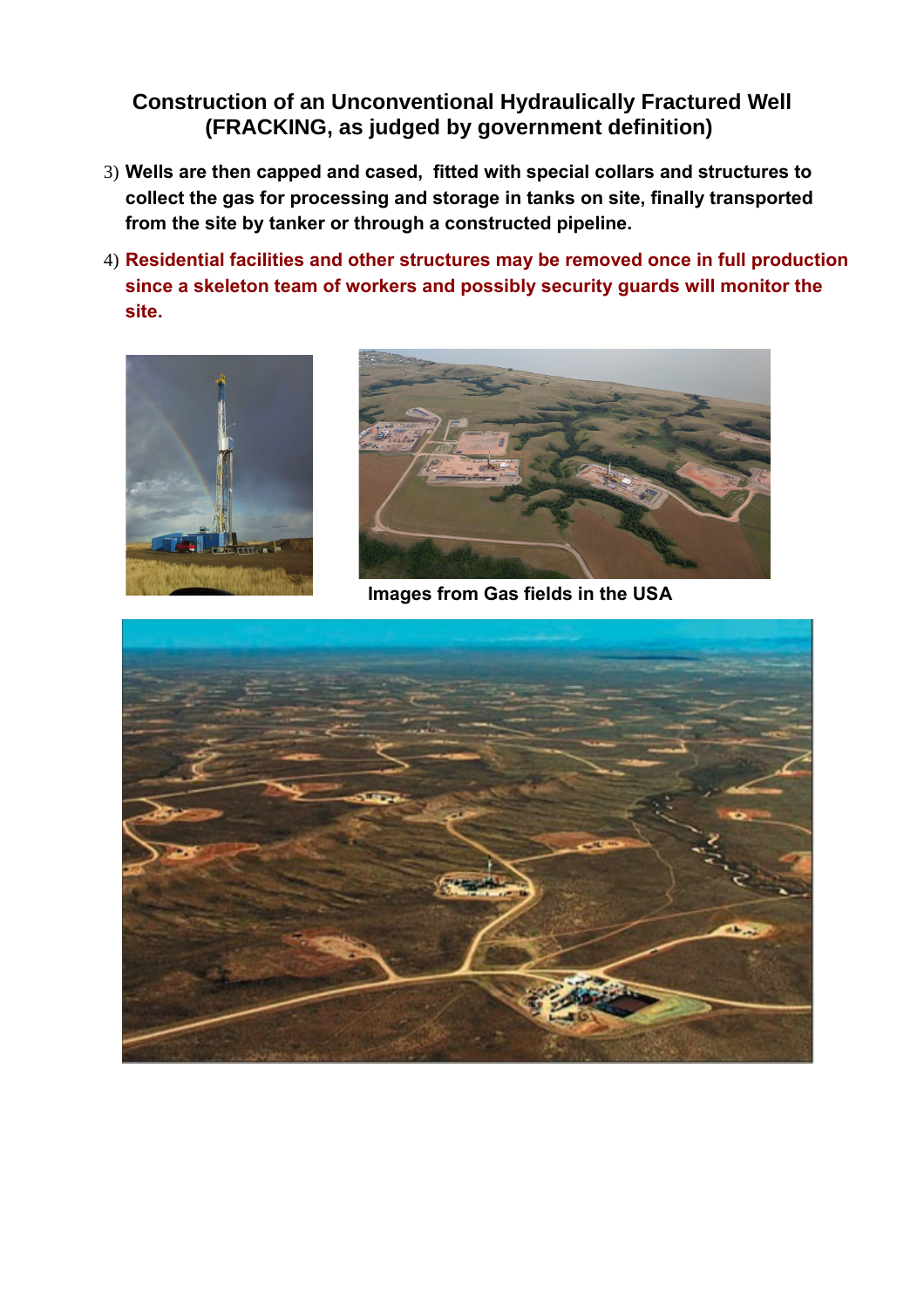## Construction of an Unconventional Hydraulically Fractured Well (FRACKING, as judged by government definition)

3) **Wells are then capped and cased, fitted with special collars and structures to collect the gas for processing and storage in tanks on site, finally transported from the site by tanker or through a constructed pipeline.**

4) **Residential facilities and other structures may be removed once in full production since a skeleton team of workers and possibly security guards will monitor the site.**

**Images from Gas fields in the USA**